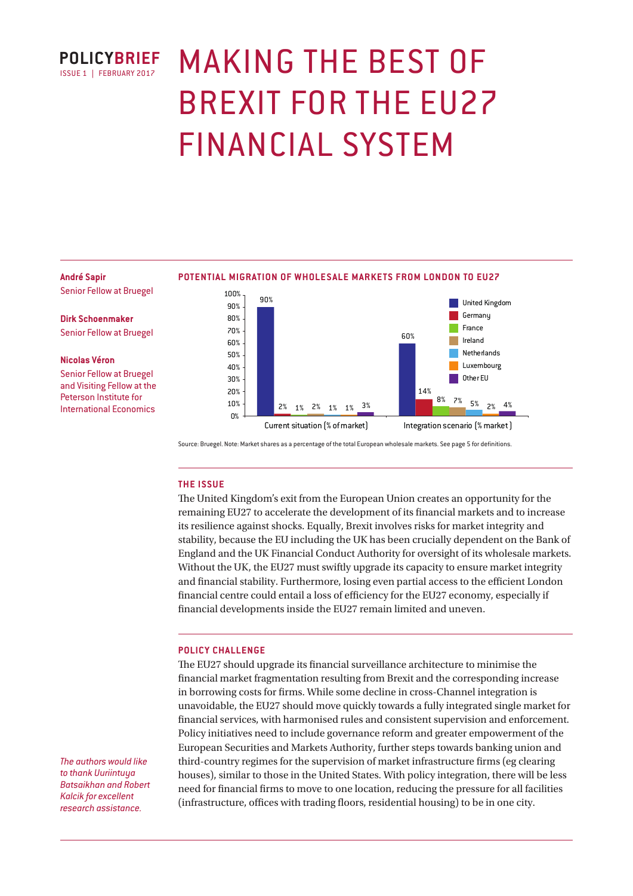POLICYBRIEF
ISSUE 1 | FEBRUARY 2017

# MAKING THE BEST OF BREXIT FOR THE EU27 FINANCIAL SYSTEM

**André Sapir**
Senior Fellow at Bruegel

**Dirk Schoenmaker**
Senior Fellow at Bruegel

**Nicolas Véron**
Senior Fellow at Bruegel and Visiting Fellow at the Peterson Institute for International Economics

*The authors would like to thank Uuriintuya Batsaikhan and Robert Kalcik for excellent research assistance.*

### POTENTIAL MIGRATION OF WHOLESALE MARKETS FROM LONDON TO EU27

| | United Kingdom | Germany | France | Ireland | Netherlands | Luxembourg | Other EU |
|---|---|---|---|---|---|---|---|
| Current situation (% of market) | 90% | 2% | 1% | 2% | 1% | 1% | 3% |
| Integration scenario (% market) | 60% | 14% | 8% | 7% | 5% | 2% | 4% |

Source: Bruegel. Note: Market shares as a percentage of the total European wholesale markets. See page 5 for definitions.

## THE ISSUE

The United Kingdom's exit from the European Union creates an opportunity for the remaining EU27 to accelerate the development of its financial markets and to increase its resilience against shocks. Equally, Brexit involves risks for market integrity and stability, because the EU including the UK has been crucially dependent on the Bank of England and the UK Financial Conduct Authority for oversight of its wholesale markets. Without the UK, the EU27 must swiftly upgrade its capacity to ensure market integrity and financial stability. Furthermore, losing even partial access to the efficient London financial centre could entail a loss of efficiency for the EU27 economy, especially if financial developments inside the EU27 remain limited and uneven.

## POLICY CHALLENGE

The EU27 should upgrade its financial surveillance architecture to minimise the financial market fragmentation resulting from Brexit and the corresponding increase in borrowing costs for firms. While some decline in cross-Channel integration is unavoidable, the EU27 should move quickly towards a fully integrated single market for financial services, with harmonised rules and consistent supervision and enforcement. Policy initiatives need to include governance reform and greater empowerment of the European Securities and Markets Authority, further steps towards banking union and third-country regimes for the supervision of market infrastructure firms (eg clearing houses), similar to those in the United States. With policy integration, there will be less need for financial firms to move to one location, reducing the pressure for all facilities (infrastructure, offices with trading floors, residential housing) to be in one city.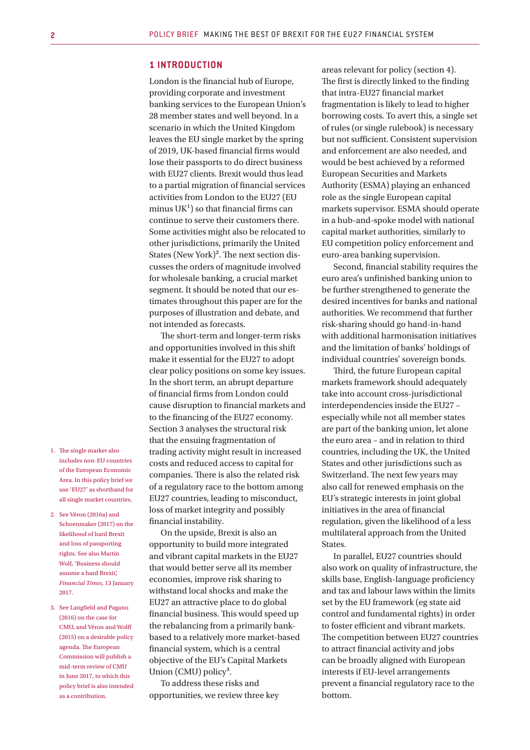## 1 INTRODUCTION

London is the financial hub of Europe, providing corporate and investment banking services to the European Union's 28 member states and well beyond. In a scenario in which the United Kingdom leaves the EU single market by the spring of 2019, UK-based financial firms would lose their passports to do direct business with EU27 clients. Brexit would thus lead to a partial migration of financial services activities from London to the EU27 (EU minus UK[1]) so that financial firms can continue to serve their customers there. Some activities might also be relocated to other jurisdictions, primarily the United States (New York)[2]. The next section discusses the orders of magnitude involved for wholesale banking, a crucial market segment. It should be noted that our estimates throughout this paper are for the purposes of illustration and debate, and not intended as forecasts.

The short-term and longer-term risks and opportunities involved in this shift make it essential for the EU27 to adopt clear policy positions on some key issues. In the short term, an abrupt departure of financial firms from London could cause disruption to financial markets and to the financing of the EU27 economy. Section 3 analyses the structural risk that the ensuing fragmentation of trading activity might result in increased costs and reduced access to capital for companies. There is also the related risk of a regulatory race to the bottom among EU27 countries, leading to misconduct, loss of market integrity and possibly financial instability.

On the upside, Brexit is also an opportunity to build more integrated and vibrant capital markets in the EU27 that would better serve all its member economies, improve risk sharing to withstand local shocks and make the EU27 an attractive place to do global financial business. This would speed up the rebalancing from a primarily bank-based to a relatively more market-based financial system, which is a central objective of the EU's Capital Markets Union (CMU) policy[3].

To address these risks and opportunities, we review three key areas relevant for policy (section 4). The first is directly linked to the finding that intra-EU27 financial market fragmentation is likely to lead to higher borrowing costs. To avert this, a single set of rules (or single rulebook) is necessary but not sufficient. Consistent supervision and enforcement are also needed, and would be best achieved by a reformed European Securities and Markets Authority (ESMA) playing an enhanced role as the single European capital markets supervisor. ESMA should operate in a hub-and-spoke model with national capital market authorities, similarly to EU competition policy enforcement and euro-area banking supervision.

Second, financial stability requires the euro area's unfinished banking union to be further strengthened to generate the desired incentives for banks and national authorities. We recommend that further risk-sharing should go hand-in-hand with additional harmonisation initiatives and the limitation of banks' holdings of individual countries' sovereign bonds.

Third, the future European capital markets framework should adequately take into account cross-jurisdictional interdependencies inside the EU27 – especially while not all member states are part of the banking union, let alone the euro area – and in relation to third countries, including the UK, the United States and other jurisdictions such as Switzerland. The next few years may also call for renewed emphasis on the EU's strategic interests in joint global initiatives in the area of financial regulation, given the likelihood of a less multilateral approach from the United States.

In parallel, EU27 countries should also work on quality of infrastructure, the skills base, English-language proficiency and tax and labour laws within the limits set by the EU framework (eg state aid control and fundamental rights) in order to foster efficient and vibrant markets. The competition between EU27 countries to attract financial activity and jobs can be broadly aligned with European interests if EU-level arrangements prevent a financial regulatory race to the bottom.

1. The single market also includes non-EU countries of the European Economic Area. In this policy brief we use 'EU27' as shorthand for all single market countries.

2. See Véron (2016a) and Schoenmaker (2017) on the likelihood of hard Brexit and loss of passporting rights. See also Martin Wolf, 'Business should assume a hard Brexit', *Financial Times*, 13 January 2017.

3. See Langfield and Pagano (2016) on the case for CMU, and Véron and Wolff (2015) on a desirable policy agenda. The European Commission will publish a mid-term review of CMU in June 2017, to which this policy brief is also intended as a contribution.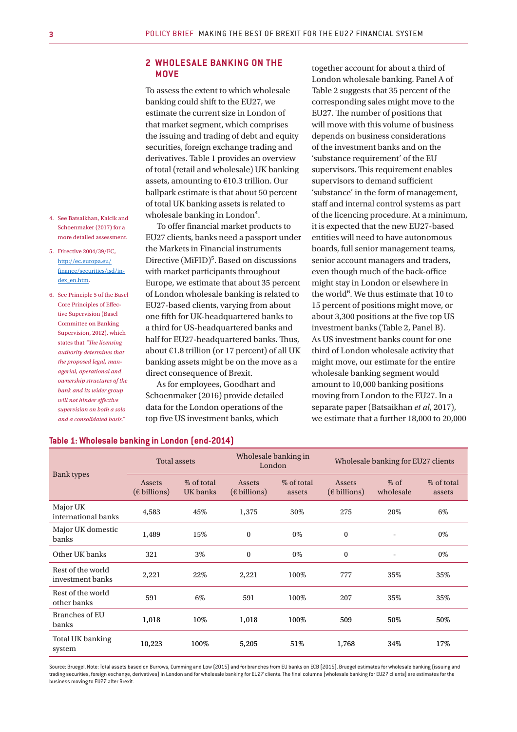## 2 WHOLESALE BANKING ON THE MOVE

To assess the extent to which wholesale banking could shift to the EU27, we estimate the current size in London of that market segment, which comprises the issuing and trading of debt and equity securities, foreign exchange trading and derivatives. Table 1 provides an overview of total (retail and wholesale) UK banking assets, amounting to €10.3 trillion. Our ballpark estimate is that about 50 percent of total UK banking assets is related to wholesale banking in London[4].

To offer financial market products to EU27 clients, banks need a passport under the Markets in Financial instruments Directive (MiFID)[5]. Based on discussions with market participants throughout Europe, we estimate that about 35 percent of London wholesale banking is related to EU27-based clients, varying from about one fifth for UK-headquartered banks to a third for US-headquartered banks and half for EU27-headquartered banks. Thus, about €1.8 trillion (or 17 percent) of all UK banking assets might be on the move as a direct consequence of Brexit.

As for employees, Goodhart and Schoenmaker (2016) provide detailed data for the London operations of the top five US investment banks, which together account for about a third of London wholesale banking. Panel A of Table 2 suggests that 35 percent of the corresponding sales might move to the EU27. The number of positions that will move with this volume of business depends on business considerations of the investment banks and on the 'substance requirement' of the EU supervisors. This requirement enables supervisors to demand sufficient 'substance' in the form of management, staff and internal control systems as part of the licencing procedure. At a minimum, it is expected that the new EU27-based entities will need to have autonomous boards, full senior management teams, senior account managers and traders, even though much of the back-office might stay in London or elsewhere in the world[6]. We thus estimate that 10 to 15 percent of positions might move, or about 3,300 positions at the five top US investment banks (Table 2, Panel B). As US investment banks count for one third of London wholesale activity that might move, our estimate for the entire wholesale banking segment would amount to 10,000 banking positions moving from London to the EU27. In a separate paper (Batsaikhan *et al*, 2017), we estimate that a further 18,000 to 20,000

4. See Batsaikhan, Kalcik and Schoenmaker (2017) for a more detailed assessment.

5. Directive 2004/39/EC, http://ec.europa.eu/finance/securities/isd/index_en.htm.

6. See Principle 5 of the Basel Core Principles of Effective Supervision (Basel Committee on Banking Supervision, 2012), which states that *"The licensing authority determines that the proposed legal, managerial, operational and ownership structures of the bank and its wider group will not hinder effective supervision on both a solo and a consolidated basis."*

**Table 1: Wholesale banking in London (end-2014)**

| Bank types | Total assets | | Wholesale banking in London | | Wholesale banking for EU27 clients | | |
|---|---|---|---|---|---|---|---|
| | Assets (€ billions) | % of total UK banks | Assets (€ billions) | % of total assets | Assets (€ billions) | % of wholesale | % of total assets |
| Major UK international banks | 4,583 | 45% | 1,375 | 30% | 275 | 20% | 6% |
| Major UK domestic banks | 1,489 | 15% | 0 | 0% | 0 | - | 0% |
| Other UK banks | 321 | 3% | 0 | 0% | 0 | - | 0% |
| Rest of the world investment banks | 2,221 | 22% | 2,221 | 100% | 777 | 35% | 35% |
| Rest of the world other banks | 591 | 6% | 591 | 100% | 207 | 35% | 35% |
| Branches of EU banks | 1,018 | 10% | 1,018 | 100% | 509 | 50% | 50% |
| Total UK banking system | 10,223 | 100% | 5,205 | 51% | 1,768 | 34% | 17% |

Source: Bruegel. Note: Total assets based on Burrows, Cumming and Low (2015) and for branches from EU banks on ECB (2015). Bruegel estimates for wholesale banking (issuing and trading securities, foreign exchange, derivatives) in London and for wholesale banking for EU27 clients. The final columns (wholesale banking for EU27 clients) are estimates for the business moving to EU27 after Brexit.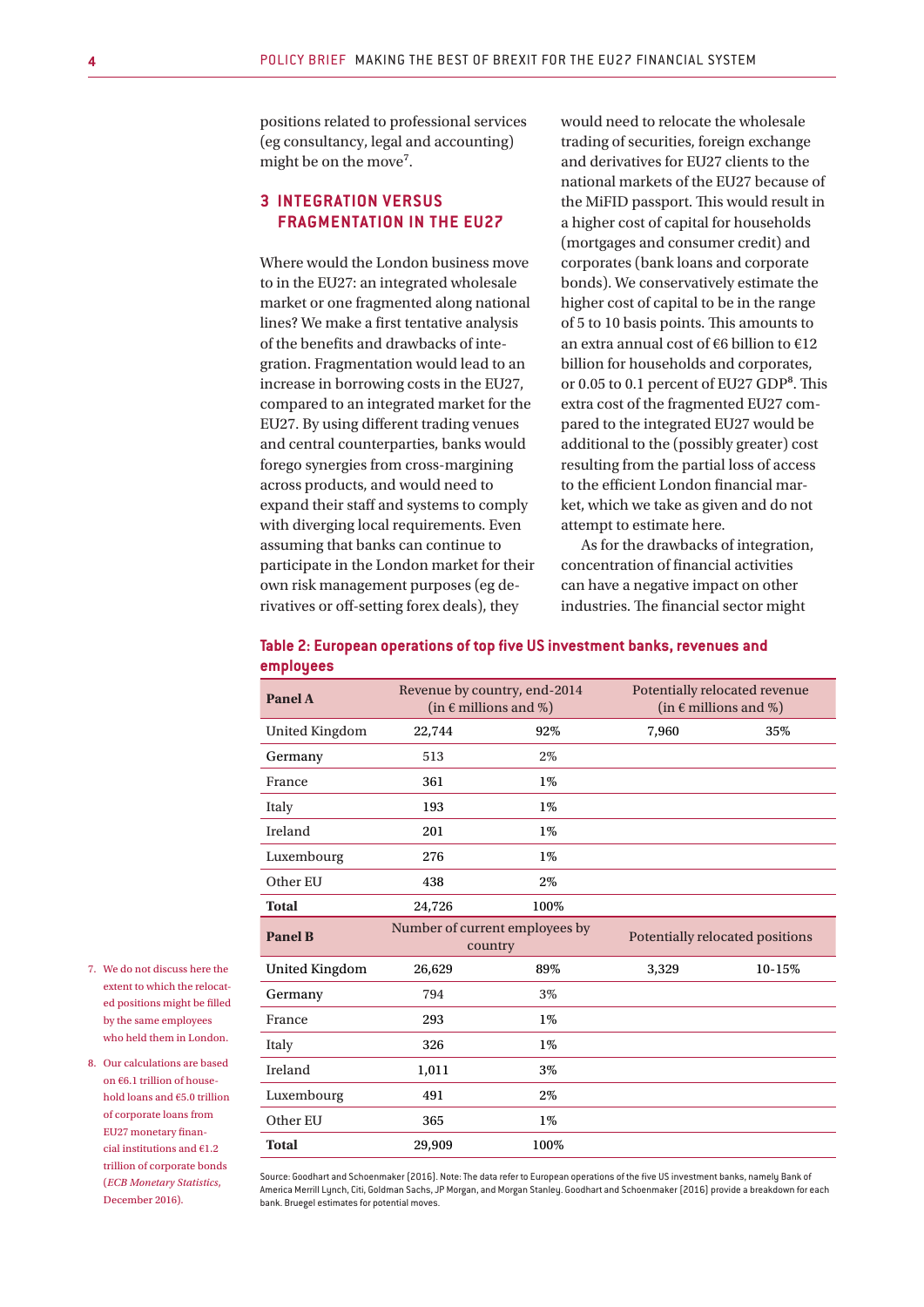positions related to professional services (eg consultancy, legal and accounting) might be on the move[7].

## 3 INTEGRATION VERSUS FRAGMENTATION IN THE EU27

Where would the London business move to in the EU27: an integrated wholesale market or one fragmented along national lines? We make a first tentative analysis of the benefits and drawbacks of integration. Fragmentation would lead to an increase in borrowing costs in the EU27, compared to an integrated market for the EU27. By using different trading venues and central counterparties, banks would forego synergies from cross-margining across products, and would need to expand their staff and systems to comply with diverging local requirements. Even assuming that banks can continue to participate in the London market for their own risk management purposes (eg derivatives or off-setting forex deals), they would need to relocate the wholesale trading of securities, foreign exchange and derivatives for EU27 clients to the national markets of the EU27 because of the MiFID passport. This would result in a higher cost of capital for households (mortgages and consumer credit) and corporates (bank loans and corporate bonds). We conservatively estimate the higher cost of capital to be in the range of 5 to 10 basis points. This amounts to an extra annual cost of €6 billion to €12 billion for households and corporates, or 0.05 to 0.1 percent of EU27 GDP[8]. This extra cost of the fragmented EU27 compared to the integrated EU27 would be additional to the (possibly greater) cost resulting from the partial loss of access to the efficient London financial market, which we take as given and do not attempt to estimate here.

As for the drawbacks of integration, concentration of financial activities can have a negative impact on other industries. The financial sector might

**Table 2: European operations of top five US investment banks, revenues and employees**

| **Panel A** | Revenue by country, end-2014 (in € millions and %) | | Potentially relocated revenue (in € millions and %) | |
|---|---|---|---|---|
| United Kingdom | 22,744 | 92% | 7,960 | 35% |
| Germany | 513 | 2% | | |
| France | 361 | 1% | | |
| Italy | 193 | 1% | | |
| Ireland | 201 | 1% | | |
| Luxembourg | 276 | 1% | | |
| Other EU | 438 | 2% | | |
| **Total** | 24,726 | 100% | | |
| **Panel B** | Number of current employees by country | | Potentially relocated positions | |
| United Kingdom | 26,629 | 89% | 3,329 | 10-15% |
| Germany | 794 | 3% | | |
| France | 293 | 1% | | |
| Italy | 326 | 1% | | |
| Ireland | 1,011 | 3% | | |
| Luxembourg | 491 | 2% | | |
| Other EU | 365 | 1% | | |
| **Total** | 29,909 | 100% | | |

Source: Goodhart and Schoenmaker (2016). Note: The data refer to European operations of the five US investment banks, namely Bank of America Merrill Lynch, Citi, Goldman Sachs, JP Morgan, and Morgan Stanley. Goodhart and Schoenmaker (2016) provide a breakdown for each bank. Bruegel estimates for potential moves.

7. We do not discuss here the extent to which the relocated positions might be filled by the same employees who held them in London.

8. Our calculations are based on €6.1 trillion of household loans and €5.0 trillion of corporate loans from EU27 monetary financial institutions and €1.2 trillion of corporate bonds (*ECB Monetary Statistics*, December 2016).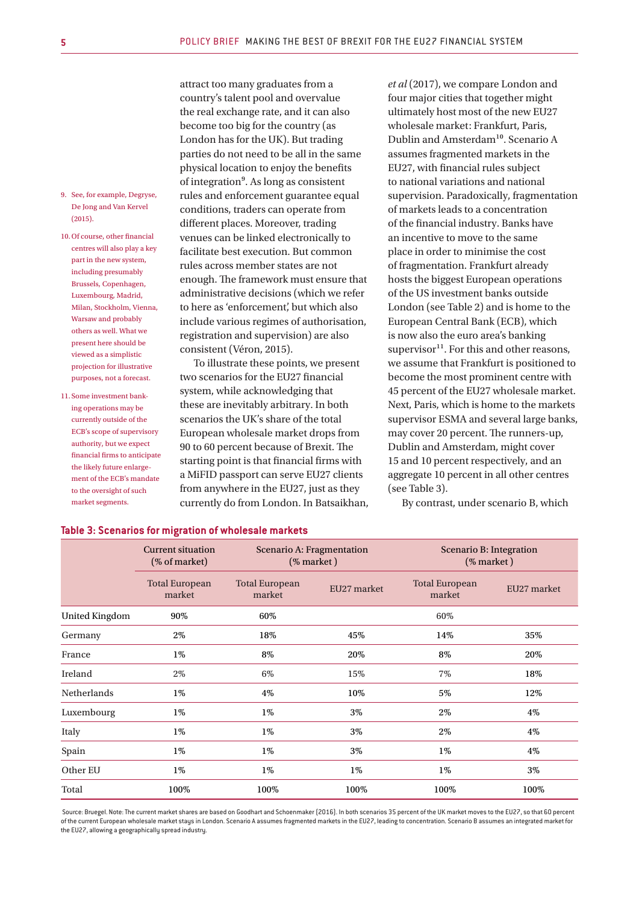attract too many graduates from a country's talent pool and overvalue the real exchange rate, and it can also become too big for the country (as London has for the UK). But trading parties do not need to be all in the same physical location to enjoy the benefits of integration[9]. As long as consistent rules and enforcement guarantee equal conditions, traders can operate from different places. Moreover, trading venues can be linked electronically to facilitate best execution. But common rules across member states are not enough. The framework must ensure that administrative decisions (which we refer to here as 'enforcement', but which also include various regimes of authorisation, registration and supervision) are also consistent (Véron, 2015).

To illustrate these points, we present two scenarios for the EU27 financial system, while acknowledging that these are inevitably arbitrary. In both scenarios the UK's share of the total European wholesale market drops from 90 to 60 percent because of Brexit. The starting point is that financial firms with a MiFID passport can serve EU27 clients from anywhere in the EU27, just as they currently do from London. In Batsaikhan, *et al* (2017), we compare London and four major cities that together might ultimately host most of the new EU27 wholesale market: Frankfurt, Paris, Dublin and Amsterdam[10]. Scenario A assumes fragmented markets in the EU27, with financial rules subject to national variations and national supervision. Paradoxically, fragmentation of markets leads to a concentration of the financial industry. Banks have an incentive to move to the same place in order to minimise the cost of fragmentation. Frankfurt already hosts the biggest European operations of the US investment banks outside London (see Table 2) and is home to the European Central Bank (ECB), which is now also the euro area's banking supervisor[11]. For this and other reasons, we assume that Frankfurt is positioned to become the most prominent centre with 45 percent of the EU27 wholesale market. Next, Paris, which is home to the markets supervisor ESMA and several large banks, may cover 20 percent. The runners-up, Dublin and Amsterdam, might cover 15 and 10 percent respectively, and an aggregate 10 percent in all other centres (see Table 3).

By contrast, under scenario B, which

9. See, for example, Degryse, De Jong and Van Kervel (2015).

10. Of course, other financial centres will also play a key part in the new system, including presumably Brussels, Copenhagen, Luxembourg, Madrid, Milan, Stockholm, Vienna, Warsaw and probably others as well. What we present here should be viewed as a simplistic projection for illustrative purposes, not a forecast.

11. Some investment banking operations may be currently outside of the ECB's scope of supervisory authority, but we expect financial firms to anticipate the likely future enlargement of the ECB's mandate to the oversight of such market segments.

**Table 3: Scenarios for migration of wholesale markets**

| | Current situation (% of market) | Scenario A: Fragmentation (% market ) | | Scenario B: Integration (% market ) | |
|---|---|---|---|---|---|
| | Total European market | Total European market | EU27 market | Total European market | EU27 market |
| United Kingdom | 90% | 60% | | 60% | |
| Germany | 2% | 18% | 45% | 14% | 35% |
| France | 1% | 8% | 20% | 8% | 20% |
| Ireland | 2% | 6% | 15% | 7% | 18% |
| Netherlands | 1% | 4% | 10% | 5% | 12% |
| Luxembourg | 1% | 1% | 3% | 2% | 4% |
| Italy | 1% | 1% | 3% | 2% | 4% |
| Spain | 1% | 1% | 3% | 1% | 4% |
| Other EU | 1% | 1% | 1% | 1% | 3% |
| Total | 100% | 100% | 100% | 100% | 100% |

Source: Bruegel. Note: The current market shares are based on Goodhart and Schoenmaker (2016). In both scenarios 35 percent of the UK market moves to the EU27, so that 60 percent of the current European wholesale market stays in London. Scenario A assumes fragmented markets in the EU27, leading to concentration. Scenario B assumes an integrated market for the EU27, allowing a geographically spread industry.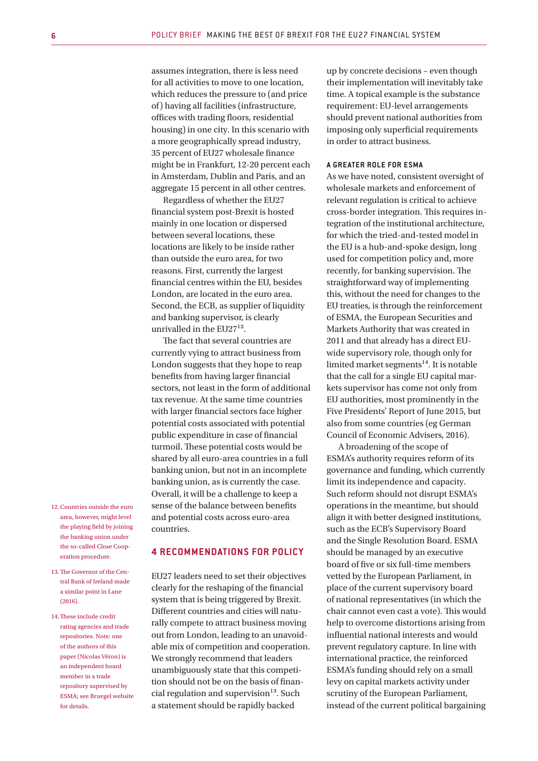assumes integration, there is less need for all activities to move to one location, which reduces the pressure to (and price of) having all facilities (infrastructure, offices with trading floors, residential housing) in one city. In this scenario with a more geographically spread industry, 35 percent of EU27 wholesale finance might be in Frankfurt, 12-20 percent each in Amsterdam, Dublin and Paris, and an aggregate 15 percent in all other centres.

Regardless of whether the EU27 financial system post-Brexit is hosted mainly in one location or dispersed between several locations, these locations are likely to be inside rather than outside the euro area, for two reasons. First, currently the largest financial centres within the EU, besides London, are located in the euro area. Second, the ECB, as supplier of liquidity and banking supervisor, is clearly unrivalled in the EU27[12].

The fact that several countries are currently vying to attract business from London suggests that they hope to reap benefits from having larger financial sectors, not least in the form of additional tax revenue. At the same time countries with larger financial sectors face higher potential costs associated with potential public expenditure in case of financial turmoil. These potential costs would be shared by all euro-area countries in a full banking union, but not in an incomplete banking union, as is currently the case. Overall, it will be a challenge to keep a sense of the balance between benefits and potential costs across euro-area countries.

## 4 RECOMMENDATIONS FOR POLICY

EU27 leaders need to set their objectives clearly for the reshaping of the financial system that is being triggered by Brexit. Different countries and cities will naturally compete to attract business moving out from London, leading to an unavoidable mix of competition and cooperation. We strongly recommend that leaders unambiguously state that this competition should not be on the basis of financial regulation and supervision[13]. Such a statement should be rapidly backed up by concrete decisions – even though their implementation will inevitably take time. A topical example is the substance requirement: EU-level arrangements should prevent national authorities from imposing only superficial requirements in order to attract business.

### A GREATER ROLE FOR ESMA

As we have noted, consistent oversight of wholesale markets and enforcement of relevant regulation is critical to achieve cross-border integration. This requires integration of the institutional architecture, for which the tried-and-tested model in the EU is a hub-and-spoke design, long used for competition policy and, more recently, for banking supervision. The straightforward way of implementing this, without the need for changes to the EU treaties, is through the reinforcement of ESMA, the European Securities and Markets Authority that was created in 2011 and that already has a direct EU-wide supervisory role, though only for limited market segments[14]. It is notable that the call for a single EU capital markets supervisor has come not only from EU authorities, most prominently in the Five Presidents' Report of June 2015, but also from some countries (eg German Council of Economic Advisers, 2016).

A broadening of the scope of ESMA's authority requires reform of its governance and funding, which currently limit its independence and capacity. Such reform should not disrupt ESMA's operations in the meantime, but should align it with better designed institutions, such as the ECB's Supervisory Board and the Single Resolution Board. ESMA should be managed by an executive board of five or six full-time members vetted by the European Parliament, in place of the current supervisory board of national representatives (in which the chair cannot even cast a vote). This would help to overcome distortions arising from influential national interests and would prevent regulatory capture. In line with international practice, the reinforced ESMA's funding should rely on a small levy on capital markets activity under scrutiny of the European Parliament, instead of the current political bargaining

12. Countries outside the euro area, however, might level the playing field by joining the banking union under the so-called Close Cooperation procedure.

13. The Governor of the Central Bank of Ireland made a similar point in Lane (2016).

14. These include credit rating agencies and trade repositories. Note: one of the authors of this paper (Nicolas Véron) is an independent board member in a trade repository supervised by ESMA; see Bruegel website for details.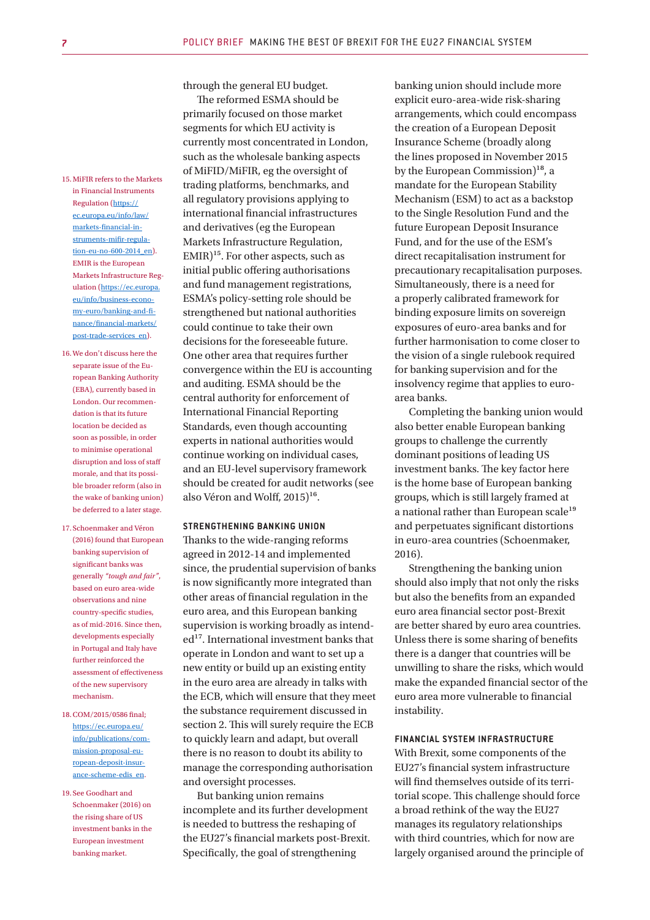through the general EU budget.

The reformed ESMA should be primarily focused on those market segments for which EU activity is currently most concentrated in London, such as the wholesale banking aspects of MiFID/MiFIR, eg the oversight of trading platforms, benchmarks, and all regulatory provisions applying to international financial infrastructures and derivatives (eg the European Markets Infrastructure Regulation, EMIR)[15]. For other aspects, such as initial public offering authorisations and fund management registrations, ESMA's policy-setting role should be strengthened but national authorities could continue to take their own decisions for the foreseeable future. One other area that requires further convergence within the EU is accounting and auditing. ESMA should be the central authority for enforcement of International Financial Reporting Standards, even though accounting experts in national authorities would continue working on individual cases, and an EU-level supervisory framework should be created for audit networks (see also Véron and Wolff, 2015)[16].

### STRENGTHENING BANKING UNION

Thanks to the wide-ranging reforms agreed in 2012-14 and implemented since, the prudential supervision of banks is now significantly more integrated than other areas of financial regulation in the euro area, and this European banking supervision is working broadly as intended[17]. International investment banks that operate in London and want to set up a new entity or build up an existing entity in the euro area are already in talks with the ECB, which will ensure that they meet the substance requirement discussed in section 2. This will surely require the ECB to quickly learn and adapt, but overall there is no reason to doubt its ability to manage the corresponding authorisation and oversight processes.

But banking union remains incomplete and its further development is needed to buttress the reshaping of the EU27's financial markets post-Brexit. Specifically, the goal of strengthening banking union should include more explicit euro-area-wide risk-sharing arrangements, which could encompass the creation of a European Deposit Insurance Scheme (broadly along the lines proposed in November 2015 by the European Commission)[18], a mandate for the European Stability Mechanism (ESM) to act as a backstop to the Single Resolution Fund and the future European Deposit Insurance Fund, and for the use of the ESM's direct recapitalisation instrument for precautionary recapitalisation purposes. Simultaneously, there is a need for a properly calibrated framework for binding exposure limits on sovereign exposures of euro-area banks and for further harmonisation to come closer to the vision of a single rulebook required for banking supervision and for the insolvency regime that applies to euro-area banks.

Completing the banking union would also better enable European banking groups to challenge the currently dominant positions of leading US investment banks. The key factor here is the home base of European banking groups, which is still largely framed at a national rather than European scale[19] and perpetuates significant distortions in euro-area countries (Schoenmaker, 2016).

Strengthening the banking union should also imply that not only the risks but also the benefits from an expanded euro area financial sector post-Brexit are better shared by euro area countries. Unless there is some sharing of benefits there is a danger that countries will be unwilling to share the risks, which would make the expanded financial sector of the euro area more vulnerable to financial instability.

### FINANCIAL SYSTEM INFRASTRUCTURE

With Brexit, some components of the EU27's financial system infrastructure will find themselves outside of its territorial scope. This challenge should force a broad rethink of the way the EU27 manages its regulatory relationships with third countries, which for now are largely organised around the principle of

---

15. MiFIR refers to the Markets in Financial Instruments Regulation (https://ec.europa.eu/info/law/markets-financial-instruments-mifir-regulation-eu-no-600-2014_en). EMIR is the European Markets Infrastructure Regulation (https://ec.europa.eu/info/business-economy-euro/banking-and-finance/financial-markets/post-trade-services_en).

16. We don't discuss here the separate issue of the European Banking Authority (EBA), currently based in London. Our recommendation is that its future location be decided as soon as possible, in order to minimise operational disruption and loss of staff morale, and that its possible broader reform (also in the wake of banking union) be deferred to a later stage.

17. Schoenmaker and Véron (2016) found that European banking supervision of significant banks was generally *"tough and fair"*, based on euro area-wide observations and nine country-specific studies, as of mid-2016. Since then, developments especially in Portugal and Italy have further reinforced the assessment of effectiveness of the new supervisory mechanism.

18. COM/2015/0586 final; https://ec.europa.eu/info/publications/commission-proposal-european-deposit-insurance-scheme-edis_en.

19. See Goodhart and Schoenmaker (2016) on the rising share of US investment banks in the European investment banking market.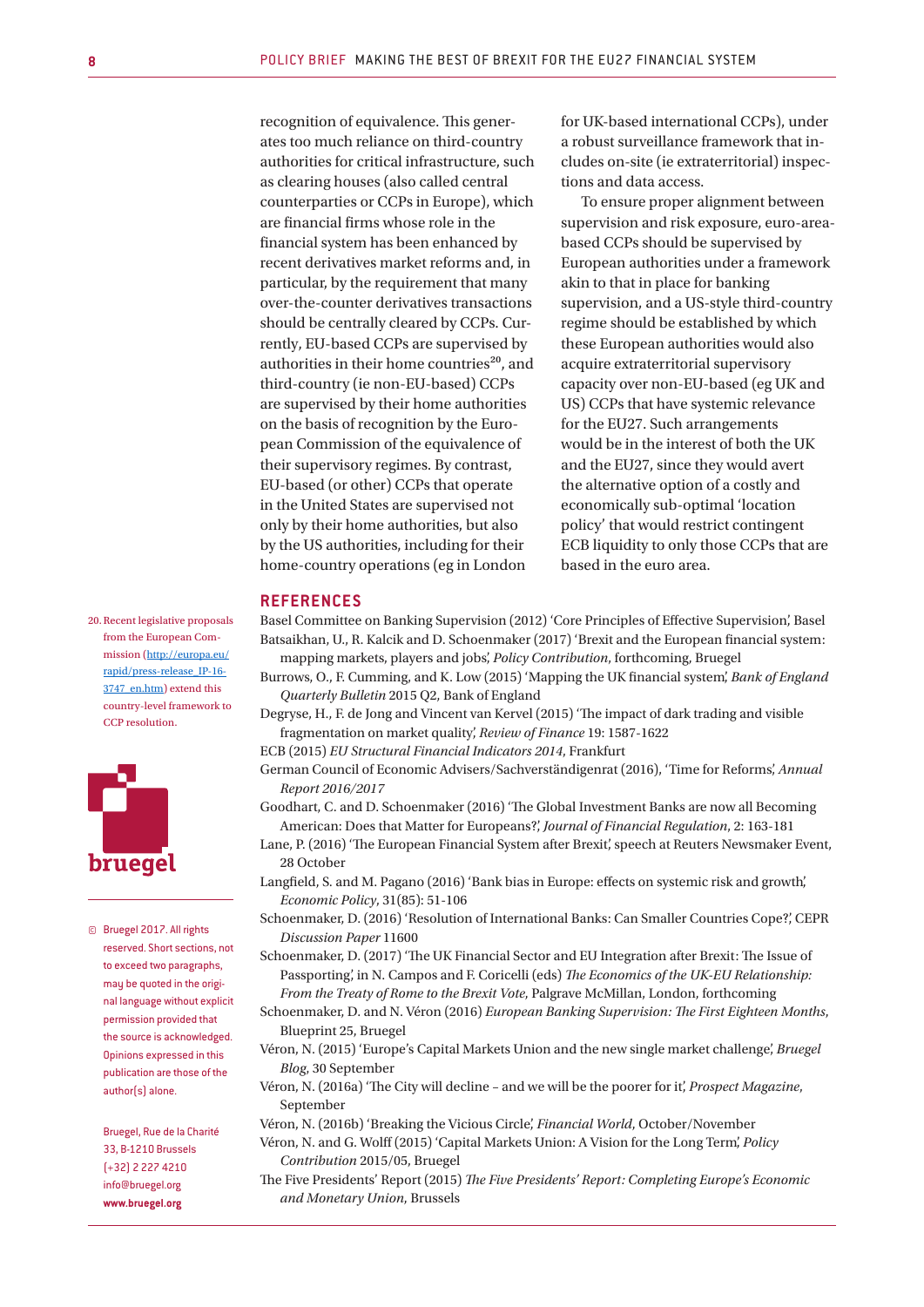recognition of equivalence. This generates too much reliance on third-country authorities for critical infrastructure, such as clearing houses (also called central counterparties or CCPs in Europe), which are financial firms whose role in the financial system has been enhanced by recent derivatives market reforms and, in particular, by the requirement that many over-the-counter derivatives transactions should be centrally cleared by CCPs. Currently, EU-based CCPs are supervised by authorities in their home countries[20], and third-country (ie non-EU-based) CCPs are supervised by their home authorities on the basis of recognition by the European Commission of the equivalence of their supervisory regimes. By contrast, EU-based (or other) CCPs that operate in the United States are supervised not only by their home authorities, but also by the US authorities, including for their home-country operations (eg in London for UK-based international CCPs), under a robust surveillance framework that includes on-site (ie extraterritorial) inspections and data access.

To ensure proper alignment between supervision and risk exposure, euro-area-based CCPs should be supervised by European authorities under a framework akin to that in place for banking supervision, and a US-style third-country regime should be established by which these European authorities would also acquire extraterritorial supervisory capacity over non-EU-based (eg UK and US) CCPs that have systemic relevance for the EU27. Such arrangements would be in the interest of both the UK and the EU27, since they would avert the alternative option of a costly and economically sub-optimal 'location policy' that would restrict contingent ECB liquidity to only those CCPs that are based in the euro area.

## REFERENCES

Basel Committee on Banking Supervision (2012) 'Core Principles of Effective Supervision', Basel

Batsaikhan, U., R. Kalcik and D. Schoenmaker (2017) 'Brexit and the European financial system: mapping markets, players and jobs', *Policy Contribution*, forthcoming, Bruegel

Burrows, O., F. Cumming, and K. Low (2015) 'Mapping the UK financial system', *Bank of England Quarterly Bulletin* 2015 Q2, Bank of England

Degryse, H., F. de Jong and Vincent van Kervel (2015) 'The impact of dark trading and visible fragmentation on market quality', *Review of Finance* 19: 1587-1622

ECB (2015) *EU Structural Financial Indicators 2014*, Frankfurt

German Council of Economic Advisers/Sachverständigenrat (2016), 'Time for Reforms', *Annual Report 2016/2017*

Goodhart, C. and D. Schoenmaker (2016) 'The Global Investment Banks are now all Becoming American: Does that Matter for Europeans?', *Journal of Financial Regulation*, 2: 163-181

Lane, P. (2016) 'The European Financial System after Brexit', speech at Reuters Newsmaker Event, 28 October

Langfield, S. and M. Pagano (2016) 'Bank bias in Europe: effects on systemic risk and growth', *Economic Policy*, 31(85): 51-106

Schoenmaker, D. (2016) 'Resolution of International Banks: Can Smaller Countries Cope?', CEPR *Discussion Paper* 11600

Schoenmaker, D. (2017) 'The UK Financial Sector and EU Integration after Brexit: The Issue of Passporting', in N. Campos and F. Coricelli (eds) *The Economics of the UK-EU Relationship: From the Treaty of Rome to the Brexit Vote*, Palgrave McMillan, London, forthcoming

Schoenmaker, D. and N. Véron (2016) *European Banking Supervision: The First Eighteen Months*, Blueprint 25, Bruegel

Véron, N. (2015) 'Europe's Capital Markets Union and the new single market challenge', *Bruegel Blog*, 30 September

Véron, N. (2016a) 'The City will decline – and we will be the poorer for it', *Prospect Magazine*, September

Véron, N. (2016b) 'Breaking the Vicious Circle', *Financial World*, October/November

Véron, N. and G. Wolff (2015) 'Capital Markets Union: A Vision for the Long Term', *Policy Contribution* 2015/05, Bruegel

The Five Presidents' Report (2015) *The Five Presidents' Report: Completing Europe's Economic and Monetary Union*, Brussels

20. Recent legislative proposals from the European Commission (http://europa.eu/rapid/press-release_IP-16-3747_en.htm) extend this country-level framework to CCP resolution.

bruegel

© Bruegel 2017. All rights reserved. Short sections, not to exceed two paragraphs, may be quoted in the original language without explicit permission provided that the source is acknowledged. Opinions expressed in this publication are those of the author(s) alone.

Bruegel, Rue de la Charité 33, B-1210 Brussels
(+32) 2 227 4210
info@bruegel.org
**www.bruegel.org**